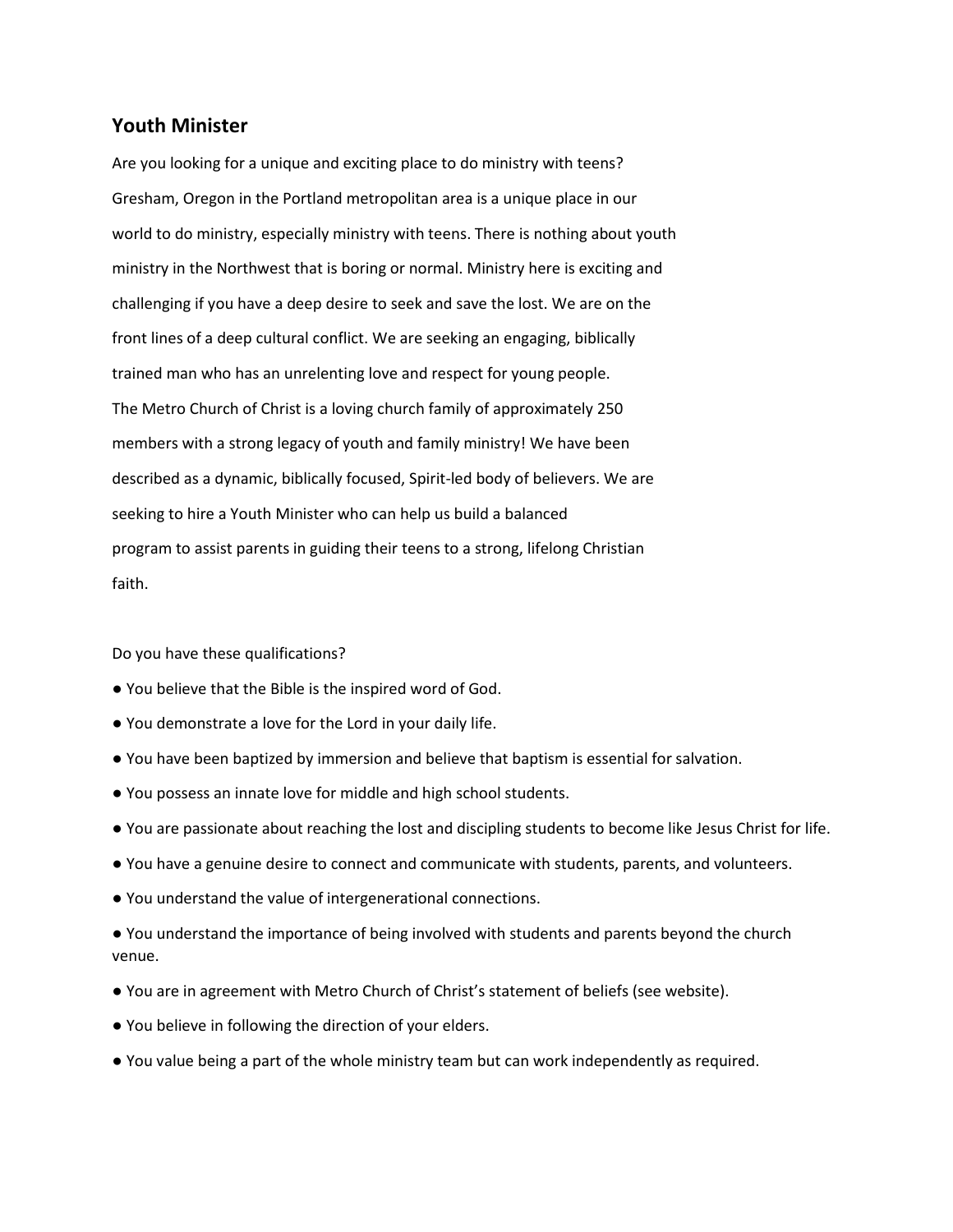## Youth Minister

Are you looking for a unique and exciting place to do ministry with teens? Gresham, Oregon in the Portland metropolitan area is a unique place in our world to do ministry, especially ministry with teens. There is nothing about youth ministry in the Northwest that is boring or normal. Ministry here is exciting and challenging if you have a deep desire to seek and save the lost. We are on the front lines of a deep cultural conflict. We are seeking an engaging, biblically trained man who has an unrelenting love and respect for young people.

The Metro Church of Christ is a loving church family of approximately 250 members with a strong legacy of youth and family ministry! We have been described as a dynamic, biblically focused, Spirit-led body of believers. We are seeking to hire a Youth Minister who can help us build a balanced program to assist parents in guiding their teens to a strong, lifelong Christian faith.

Do you have these qualifications?

- You believe that the Bible is the inspired word of God.
- You demonstrate a love for the Lord in your daily life.
- You have been baptized by immersion and believe that baptism is essential for salvation.
- You possess an innate love for middle and high school students.
- You are passionate about reaching the lost and discipling students to become like Jesus Christ for life.
- You have a genuine desire to connect and communicate with students, parents, and volunteers.
- You understand the value of intergenerational connections.
- You understand the importance of being involved with students and parents beyond the church venue.
- You are in agreement with Metro Church of Christ's statement of beliefs (see website).
- You believe in following the direction of your elders.
- You value being a part of the whole ministry team but can work independently as required.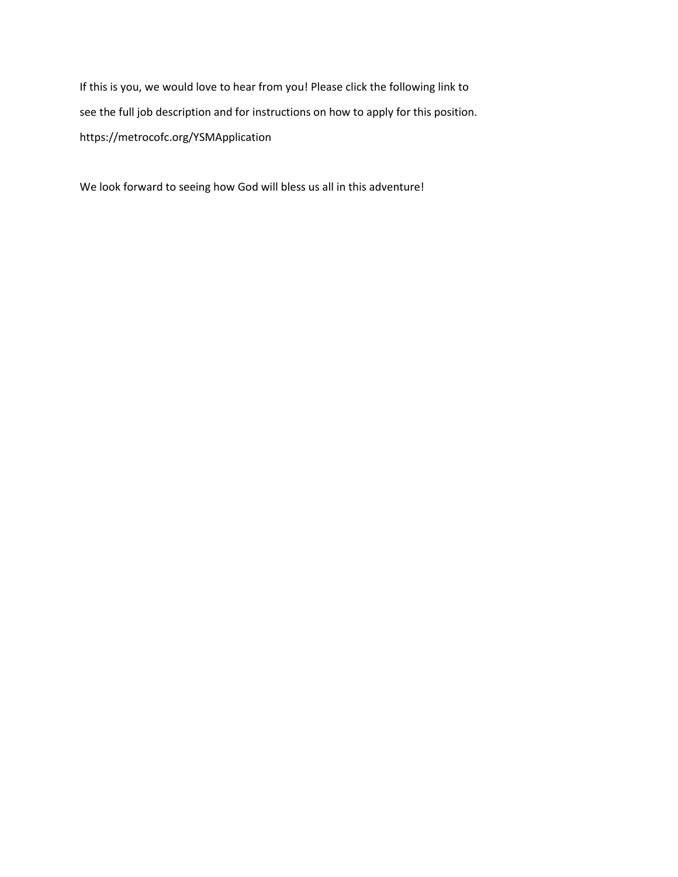If this is you, we would love to hear from you! Please click the following link to see the full job description and for instructions on how to apply for this position. https://metrocofc.org/YSMApplication

We look forward to seeing how God will bless us all in this adventure!